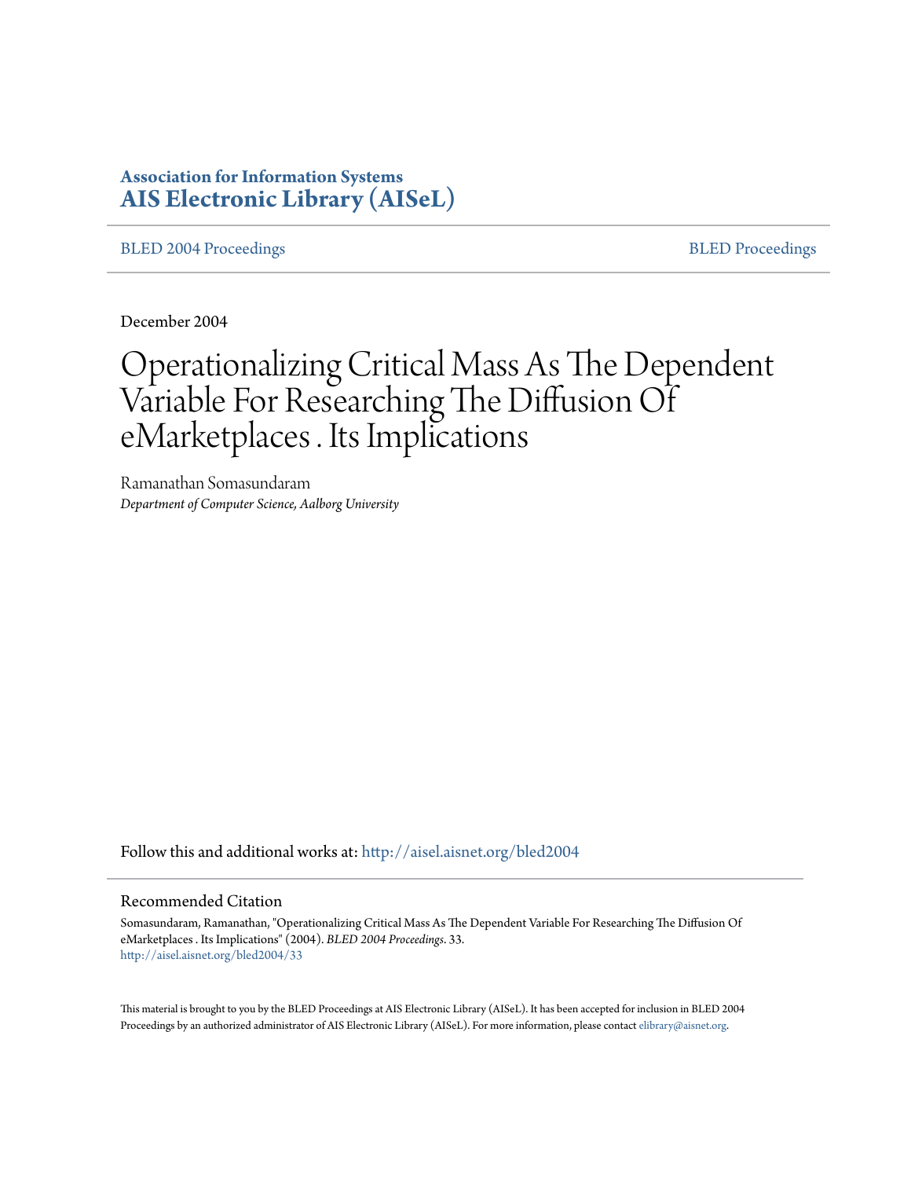**Association for Information Systems**
**AIS Electronic Library (AISeL)**

BLED 2004 Proceedings | BLED Proceedings

December 2004

# Operationalizing Critical Mass As The Dependent Variable For Researching The Diffusion Of eMarketplaces . Its Implications

Ramanathan Somasundaram
*Department of Computer Science, Aalborg University*

Follow this and additional works at: http://aisel.aisnet.org/bled2004

## Recommended Citation

Somasundaram, Ramanathan, "Operationalizing Critical Mass As The Dependent Variable For Researching The Diffusion Of eMarketplaces . Its Implications" (2004). *BLED 2004 Proceedings*. 33.
http://aisel.aisnet.org/bled2004/33

This material is brought to you by the BLED Proceedings at AIS Electronic Library (AISeL). It has been accepted for inclusion in BLED 2004 Proceedings by an authorized administrator of AIS Electronic Library (AISeL). For more information, please contact elibrary@aisnet.org.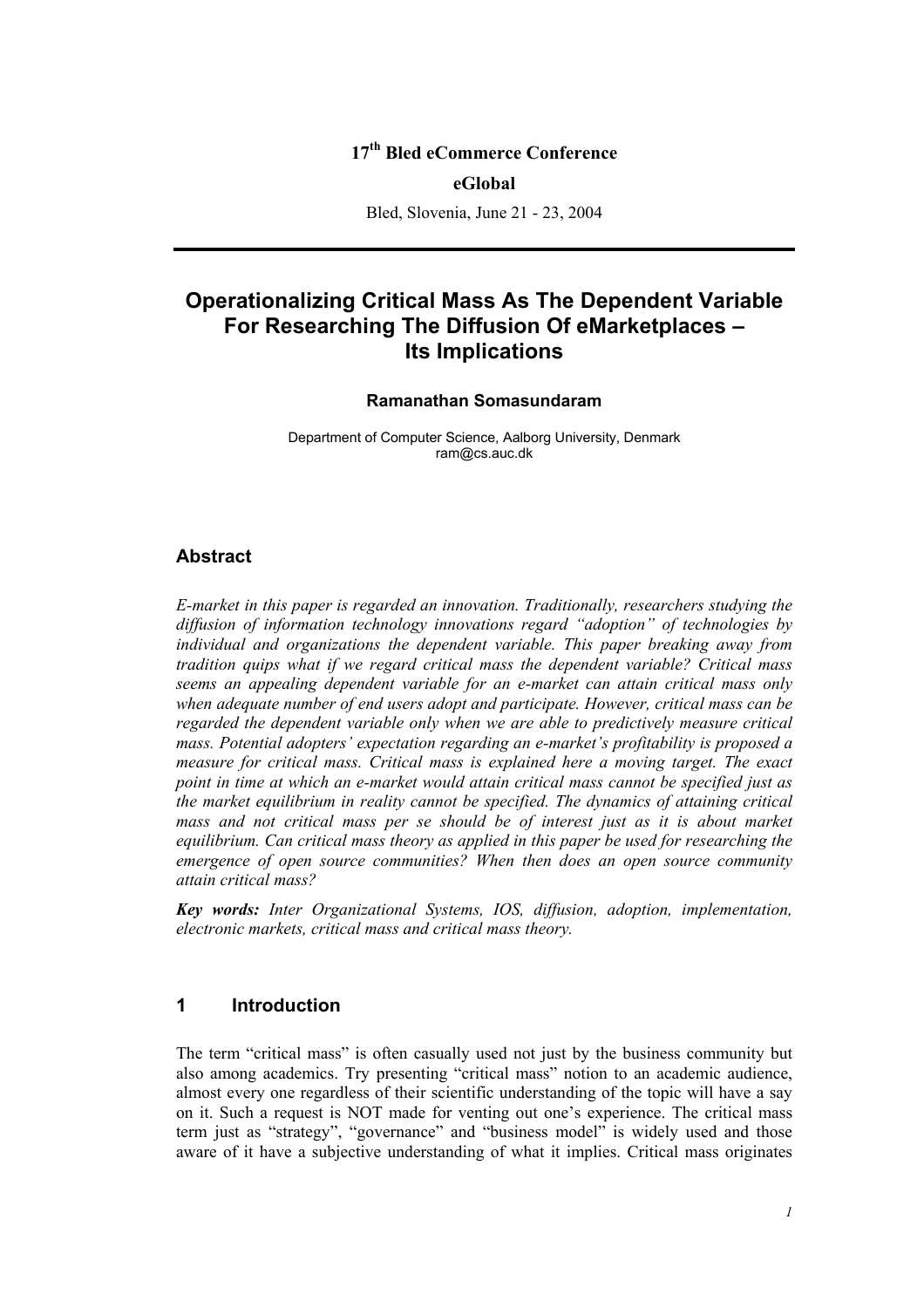**17th Bled eCommerce Conference**

**eGlobal**

Bled, Slovenia, June 21 - 23, 2004

# Operationalizing Critical Mass As The Dependent Variable For Researching The Diffusion Of eMarketplaces – Its Implications

**Ramanathan Somasundaram**

Department of Computer Science, Aalborg University, Denmark
ram@cs.auc.dk

## Abstract

*E-market in this paper is regarded an innovation. Traditionally, researchers studying the diffusion of information technology innovations regard "adoption" of technologies by individual and organizations the dependent variable. This paper breaking away from tradition quips what if we regard critical mass the dependent variable? Critical mass seems an appealing dependent variable for an e-market can attain critical mass only when adequate number of end users adopt and participate. However, critical mass can be regarded the dependent variable only when we are able to predictively measure critical mass. Potential adopters' expectation regarding an e-market's profitability is proposed a measure for critical mass. Critical mass is explained here a moving target. The exact point in time at which an e-market would attain critical mass cannot be specified just as the market equilibrium in reality cannot be specified. The dynamics of attaining critical mass and not critical mass per se should be of interest just as it is about market equilibrium. Can critical mass theory as applied in this paper be used for researching the emergence of open source communities? When then does an open source community attain critical mass?*

***Key words:*** *Inter Organizational Systems, IOS, diffusion, adoption, implementation, electronic markets, critical mass and critical mass theory.*

## 1 Introduction

The term "critical mass" is often casually used not just by the business community but also among academics. Try presenting "critical mass" notion to an academic audience, almost every one regardless of their scientific understanding of the topic will have a say on it. Such a request is NOT made for venting out one's experience. The critical mass term just as "strategy", "governance" and "business model" is widely used and those aware of it have a subjective understanding of what it implies. Critical mass originates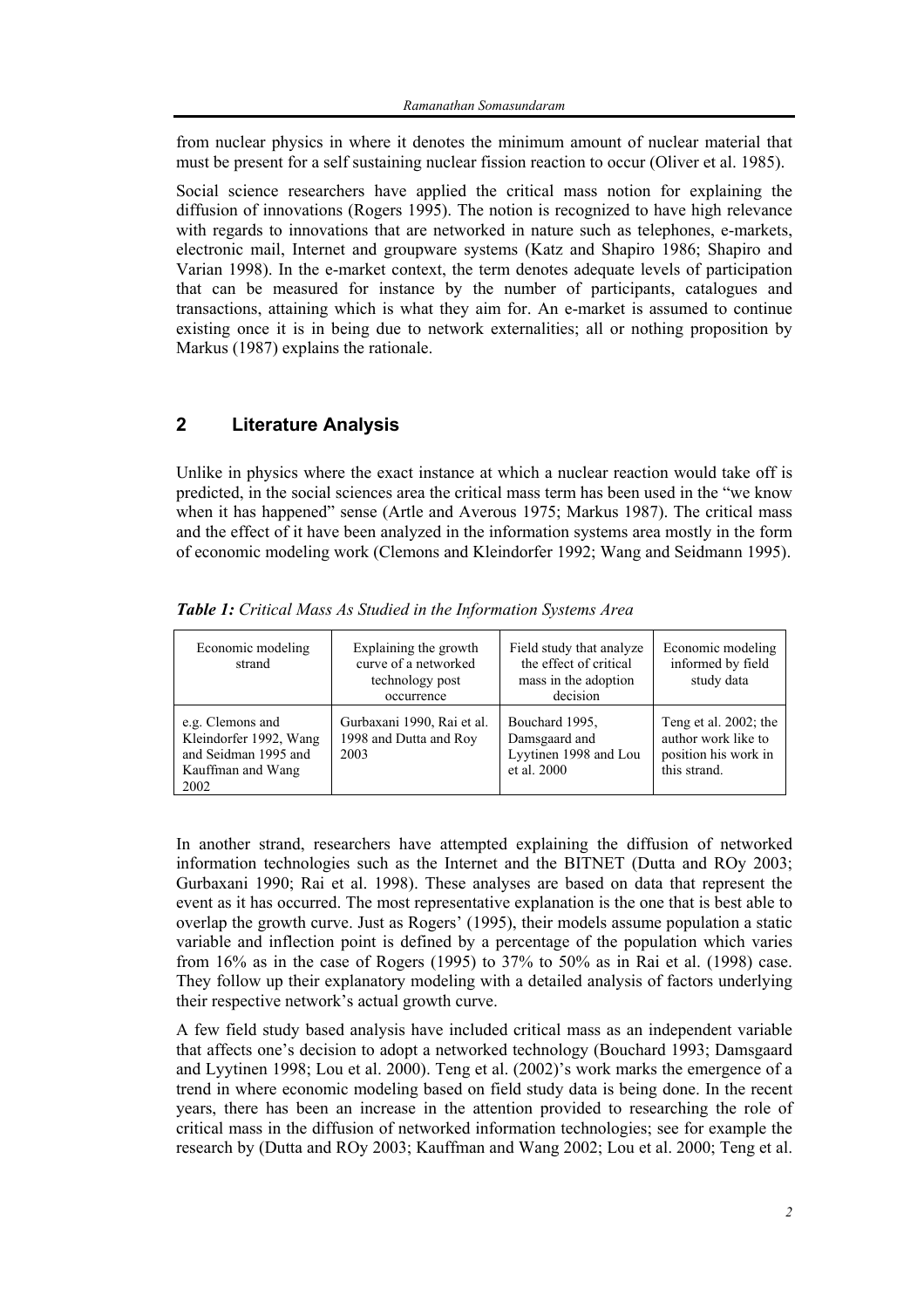from nuclear physics in where it denotes the minimum amount of nuclear material that must be present for a self sustaining nuclear fission reaction to occur (Oliver et al. 1985).

Social science researchers have applied the critical mass notion for explaining the diffusion of innovations (Rogers 1995). The notion is recognized to have high relevance with regards to innovations that are networked in nature such as telephones, e-markets, electronic mail, Internet and groupware systems (Katz and Shapiro 1986; Shapiro and Varian 1998). In the e-market context, the term denotes adequate levels of participation that can be measured for instance by the number of participants, catalogues and transactions, attaining which is what they aim for. An e-market is assumed to continue existing once it is in being due to network externalities; all or nothing proposition by Markus (1987) explains the rationale.

## 2 Literature Analysis

Unlike in physics where the exact instance at which a nuclear reaction would take off is predicted, in the social sciences area the critical mass term has been used in the "we know when it has happened" sense (Artle and Averous 1975; Markus 1987). The critical mass and the effect of it have been analyzed in the information systems area mostly in the form of economic modeling work (Clemons and Kleindorfer 1992; Wang and Seidmann 1995).

***Table 1:*** *Critical Mass As Studied in the Information Systems Area*

| Economic modeling strand | Explaining the growth curve of a networked technology post occurrence | Field study that analyze the effect of critical mass in the adoption decision | Economic modeling informed by field study data |
|---|---|---|---|
| e.g. Clemons and Kleindorfer 1992, Wang and Seidmann 1995 and Kauffman and Wang 2002 | Gurbaxani 1990, Rai et al. 1998 and Dutta and Roy 2003 | Bouchard 1995, Damsgaard and Lyytinen 1998 and Lou et al. 2000 | Teng et al. 2002; the author work like to position his work in this strand. |

In another strand, researchers have attempted explaining the diffusion of networked information technologies such as the Internet and the BITNET (Dutta and ROy 2003; Gurbaxani 1990; Rai et al. 1998). These analyses are based on data that represent the event as it has occurred. The most representative explanation is the one that is best able to overlap the growth curve. Just as Rogers' (1995), their models assume population a static variable and inflection point is defined by a percentage of the population which varies from 16% as in the case of Rogers (1995) to 37% to 50% as in Rai et al. (1998) case. They follow up their explanatory modeling with a detailed analysis of factors underlying their respective network's actual growth curve.

A few field study based analysis have included critical mass as an independent variable that affects one's decision to adopt a networked technology (Bouchard 1993; Damsgaard and Lyytinen 1998; Lou et al. 2000). Teng et al. (2002)'s work marks the emergence of a trend in where economic modeling based on field study data is being done. In the recent years, there has been an increase in the attention provided to researching the role of critical mass in the diffusion of networked information technologies; see for example the research by (Dutta and ROy 2003; Kauffman and Wang 2002; Lou et al. 2000; Teng et al.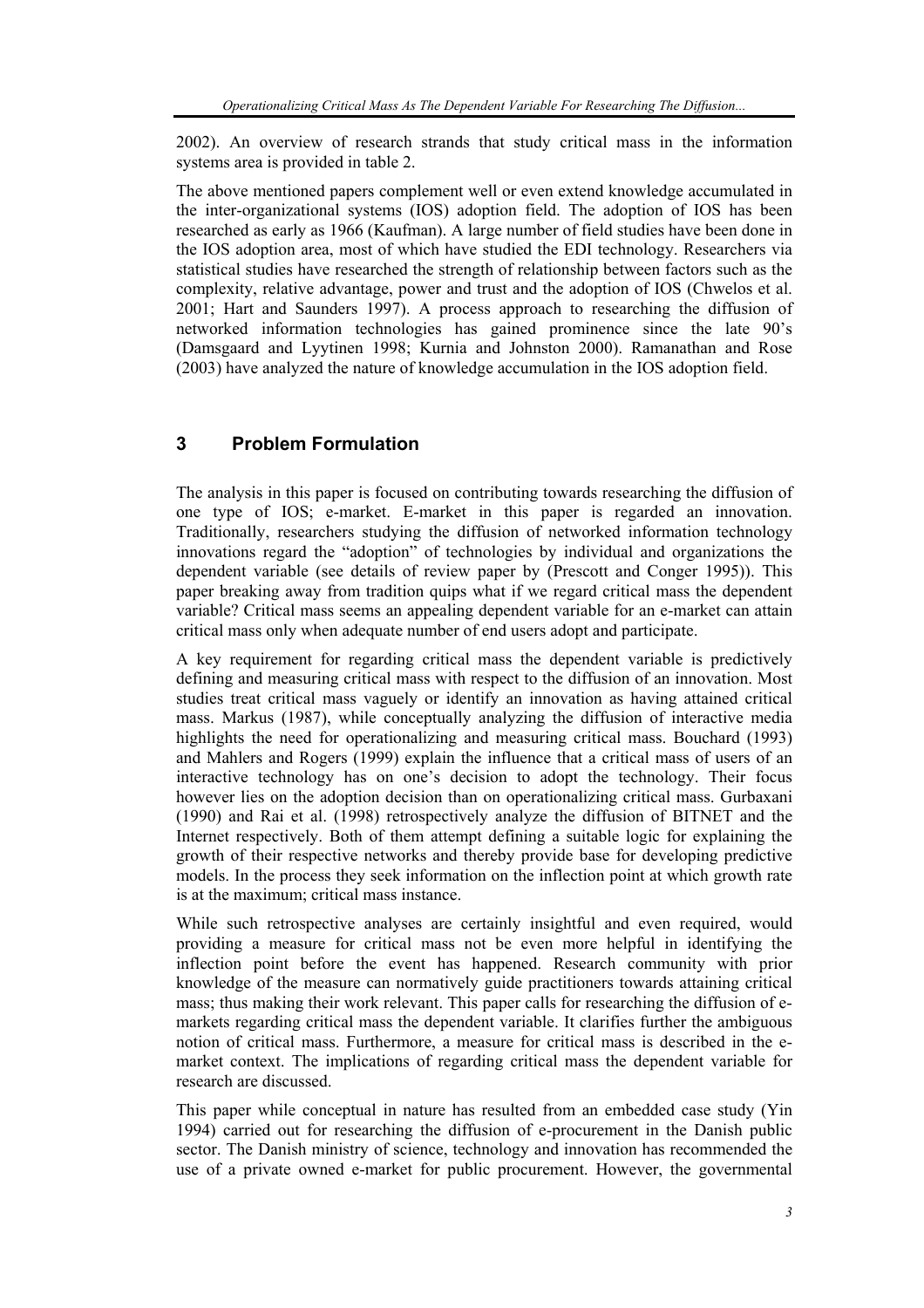2002). An overview of research strands that study critical mass in the information systems area is provided in table 2.

The above mentioned papers complement well or even extend knowledge accumulated in the inter-organizational systems (IOS) adoption field. The adoption of IOS has been researched as early as 1966 (Kaufman). A large number of field studies have been done in the IOS adoption area, most of which have studied the EDI technology. Researchers via statistical studies have researched the strength of relationship between factors such as the complexity, relative advantage, power and trust and the adoption of IOS (Chwelos et al. 2001; Hart and Saunders 1997). A process approach to researching the diffusion of networked information technologies has gained prominence since the late 90's (Damsgaard and Lyytinen 1998; Kurnia and Johnston 2000). Ramanathan and Rose (2003) have analyzed the nature of knowledge accumulation in the IOS adoption field.

## 3 Problem Formulation

The analysis in this paper is focused on contributing towards researching the diffusion of one type of IOS; e-market. E-market in this paper is regarded an innovation. Traditionally, researchers studying the diffusion of networked information technology innovations regard the "adoption" of technologies by individual and organizations the dependent variable (see details of review paper by (Prescott and Conger 1995)). This paper breaking away from tradition quips what if we regard critical mass the dependent variable? Critical mass seems an appealing dependent variable for an e-market can attain critical mass only when adequate number of end users adopt and participate.

A key requirement for regarding critical mass the dependent variable is predictively defining and measuring critical mass with respect to the diffusion of an innovation. Most studies treat critical mass vaguely or identify an innovation as having attained critical mass. Markus (1987), while conceptually analyzing the diffusion of interactive media highlights the need for operationalizing and measuring critical mass. Bouchard (1993) and Mahlers and Rogers (1999) explain the influence that a critical mass of users of an interactive technology has on one's decision to adopt the technology. Their focus however lies on the adoption decision than on operationalizing critical mass. Gurbaxani (1990) and Rai et al. (1998) retrospectively analyze the diffusion of BITNET and the Internet respectively. Both of them attempt defining a suitable logic for explaining the growth of their respective networks and thereby provide base for developing predictive models. In the process they seek information on the inflection point at which growth rate is at the maximum; critical mass instance.

While such retrospective analyses are certainly insightful and even required, would providing a measure for critical mass not be even more helpful in identifying the inflection point before the event has happened. Research community with prior knowledge of the measure can normatively guide practitioners towards attaining critical mass; thus making their work relevant. This paper calls for researching the diffusion of e-markets regarding critical mass the dependent variable. It clarifies further the ambiguous notion of critical mass. Furthermore, a measure for critical mass is described in the e-market context. The implications of regarding critical mass the dependent variable for research are discussed.

This paper while conceptual in nature has resulted from an embedded case study (Yin 1994) carried out for researching the diffusion of e-procurement in the Danish public sector. The Danish ministry of science, technology and innovation has recommended the use of a private owned e-market for public procurement. However, the governmental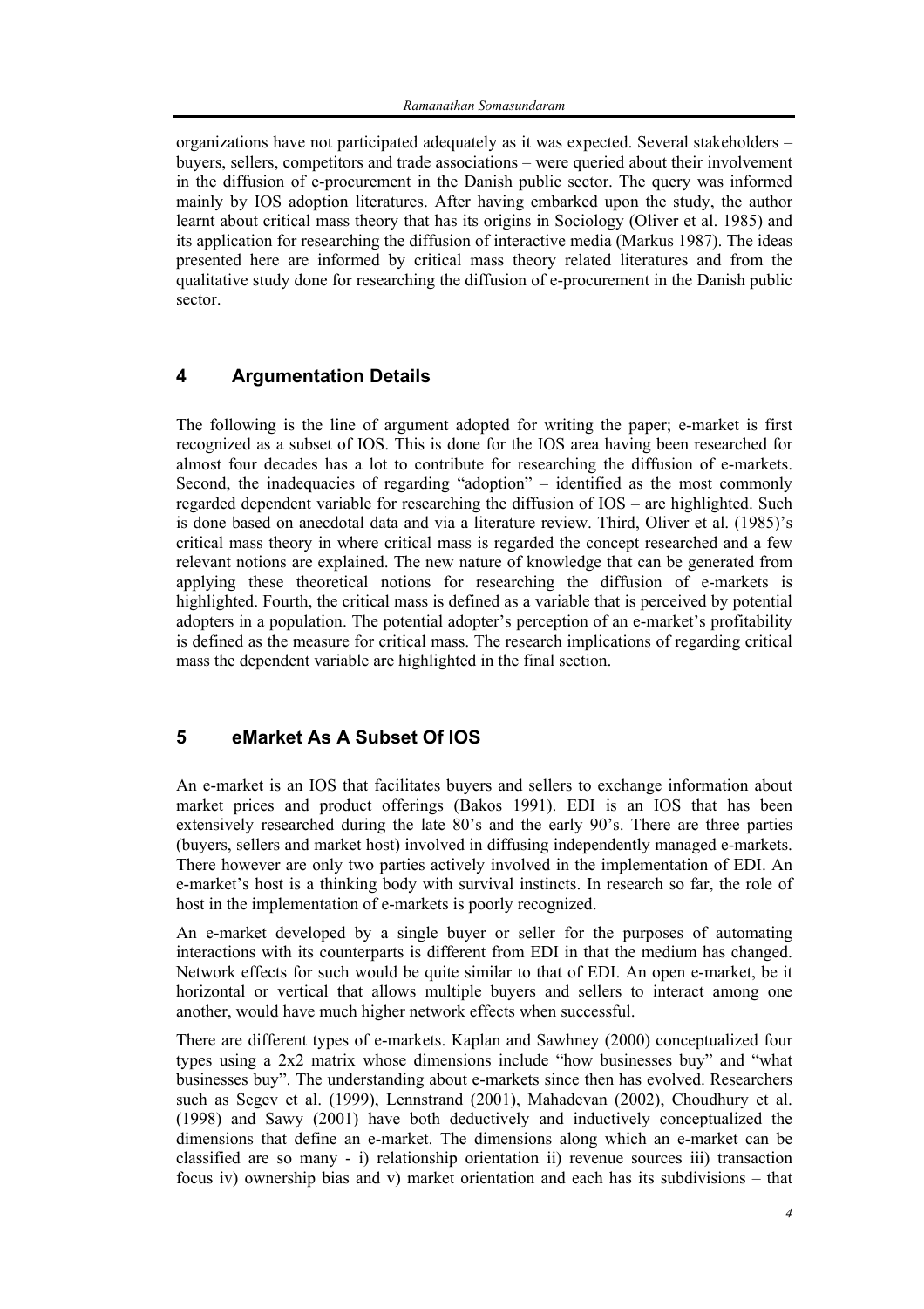organizations have not participated adequately as it was expected. Several stakeholders – buyers, sellers, competitors and trade associations – were queried about their involvement in the diffusion of e-procurement in the Danish public sector. The query was informed mainly by IOS adoption literatures. After having embarked upon the study, the author learnt about critical mass theory that has its origins in Sociology (Oliver et al. 1985) and its application for researching the diffusion of interactive media (Markus 1987). The ideas presented here are informed by critical mass theory related literatures and from the qualitative study done for researching the diffusion of e-procurement in the Danish public sector.

## 4 Argumentation Details

The following is the line of argument adopted for writing the paper; e-market is first recognized as a subset of IOS. This is done for the IOS area having been researched for almost four decades has a lot to contribute for researching the diffusion of e-markets. Second, the inadequacies of regarding "adoption" – identified as the most commonly regarded dependent variable for researching the diffusion of IOS – are highlighted. Such is done based on anecdotal data and via a literature review. Third, Oliver et al. (1985)'s critical mass theory in where critical mass is regarded the concept researched and a few relevant notions are explained. The new nature of knowledge that can be generated from applying these theoretical notions for researching the diffusion of e-markets is highlighted. Fourth, the critical mass is defined as a variable that is perceived by potential adopters in a population. The potential adopter's perception of an e-market's profitability is defined as the measure for critical mass. The research implications of regarding critical mass the dependent variable are highlighted in the final section.

## 5 eMarket As A Subset Of IOS

An e-market is an IOS that facilitates buyers and sellers to exchange information about market prices and product offerings (Bakos 1991). EDI is an IOS that has been extensively researched during the late 80's and the early 90's. There are three parties (buyers, sellers and market host) involved in diffusing independently managed e-markets. There however are only two parties actively involved in the implementation of EDI. An e-market's host is a thinking body with survival instincts. In research so far, the role of host in the implementation of e-markets is poorly recognized.

An e-market developed by a single buyer or seller for the purposes of automating interactions with its counterparts is different from EDI in that the medium has changed. Network effects for such would be quite similar to that of EDI. An open e-market, be it horizontal or vertical that allows multiple buyers and sellers to interact among one another, would have much higher network effects when successful.

There are different types of e-markets. Kaplan and Sawhney (2000) conceptualized four types using a 2x2 matrix whose dimensions include "how businesses buy" and "what businesses buy". The understanding about e-markets since then has evolved. Researchers such as Segev et al. (1999), Lennstrand (2001), Mahadevan (2002), Choudhury et al. (1998) and Sawy (2001) have both deductively and inductively conceptualized the dimensions that define an e-market. The dimensions along which an e-market can be classified are so many - i) relationship orientation ii) revenue sources iii) transaction focus iv) ownership bias and v) market orientation and each has its subdivisions – that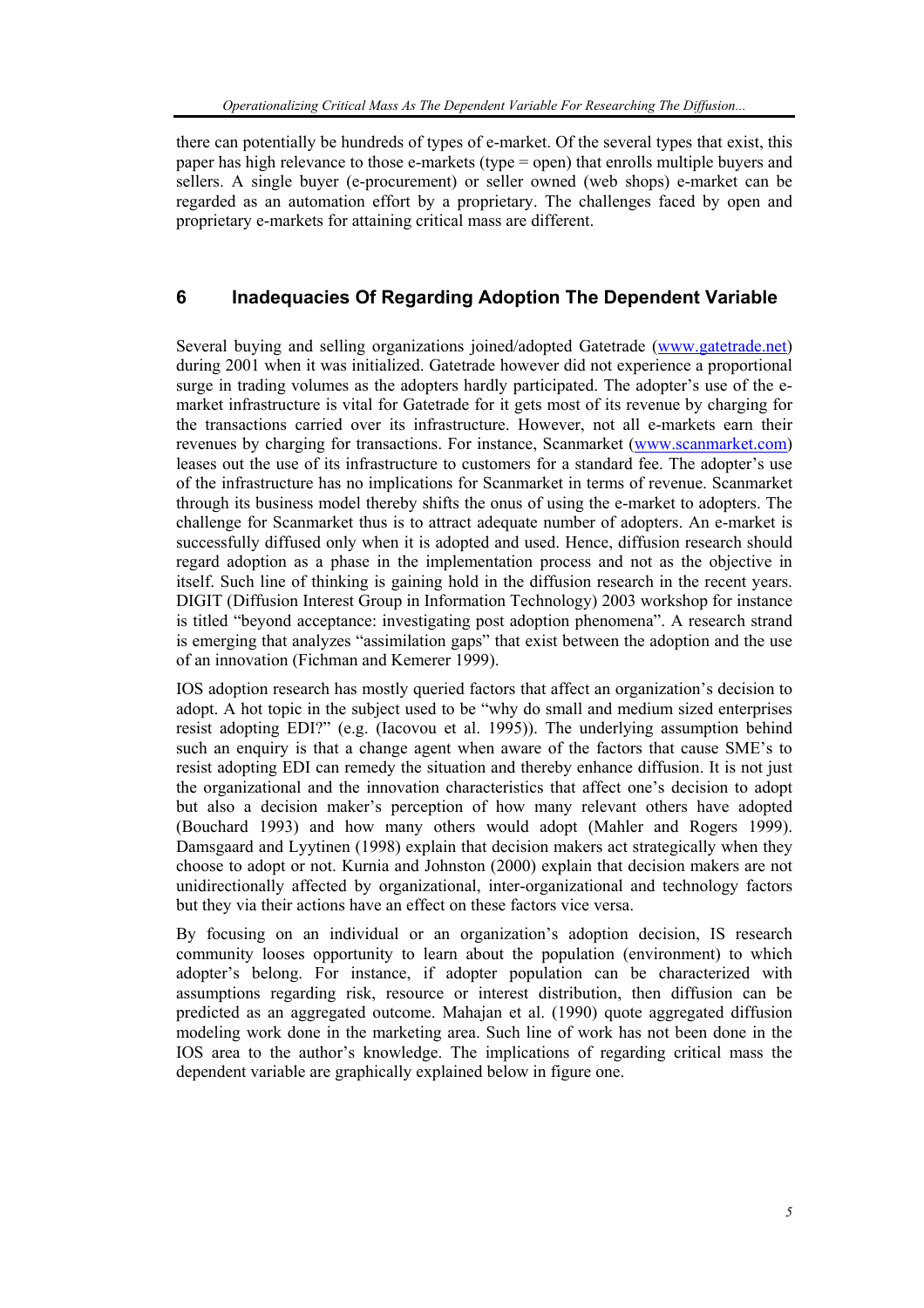there can potentially be hundreds of types of e-market. Of the several types that exist, this paper has high relevance to those e-markets (type = open) that enrolls multiple buyers and sellers. A single buyer (e-procurement) or seller owned (web shops) e-market can be regarded as an automation effort by a proprietary. The challenges faced by open and proprietary e-markets for attaining critical mass are different.

## 6 Inadequacies Of Regarding Adoption The Dependent Variable

Several buying and selling organizations joined/adopted Gatetrade (www.gatetrade.net) during 2001 when it was initialized. Gatetrade however did not experience a proportional surge in trading volumes as the adopters hardly participated. The adopter's use of the e-market infrastructure is vital for Gatetrade for it gets most of its revenue by charging for the transactions carried over its infrastructure. However, not all e-markets earn their revenues by charging for transactions. For instance, Scanmarket (www.scanmarket.com) leases out the use of its infrastructure to customers for a standard fee. The adopter's use of the infrastructure has no implications for Scanmarket in terms of revenue. Scanmarket through its business model thereby shifts the onus of using the e-market to adopters. The challenge for Scanmarket thus is to attract adequate number of adopters. An e-market is successfully diffused only when it is adopted and used. Hence, diffusion research should regard adoption as a phase in the implementation process and not as the objective in itself. Such line of thinking is gaining hold in the diffusion research in the recent years. DIGIT (Diffusion Interest Group in Information Technology) 2003 workshop for instance is titled "beyond acceptance: investigating post adoption phenomena". A research strand is emerging that analyzes "assimilation gaps" that exist between the adoption and the use of an innovation (Fichman and Kemerer 1999).

IOS adoption research has mostly queried factors that affect an organization's decision to adopt. A hot topic in the subject used to be "why do small and medium sized enterprises resist adopting EDI?" (e.g. (Iacovou et al. 1995)). The underlying assumption behind such an enquiry is that a change agent when aware of the factors that cause SME's to resist adopting EDI can remedy the situation and thereby enhance diffusion. It is not just the organizational and the innovation characteristics that affect one's decision to adopt but also a decision maker's perception of how many relevant others have adopted (Bouchard 1993) and how many others would adopt (Mahler and Rogers 1999). Damsgaard and Lyytinen (1998) explain that decision makers act strategically when they choose to adopt or not. Kurnia and Johnston (2000) explain that decision makers are not unidirectionally affected by organizational, inter-organizational and technology factors but they via their actions have an effect on these factors vice versa.

By focusing on an individual or an organization's adoption decision, IS research community looses opportunity to learn about the population (environment) to which adopter's belong. For instance, if adopter population can be characterized with assumptions regarding risk, resource or interest distribution, then diffusion can be predicted as an aggregated outcome. Mahajan et al. (1990) quote aggregated diffusion modeling work done in the marketing area. Such line of work has not been done in the IOS area to the author's knowledge. The implications of regarding critical mass the dependent variable are graphically explained below in figure one.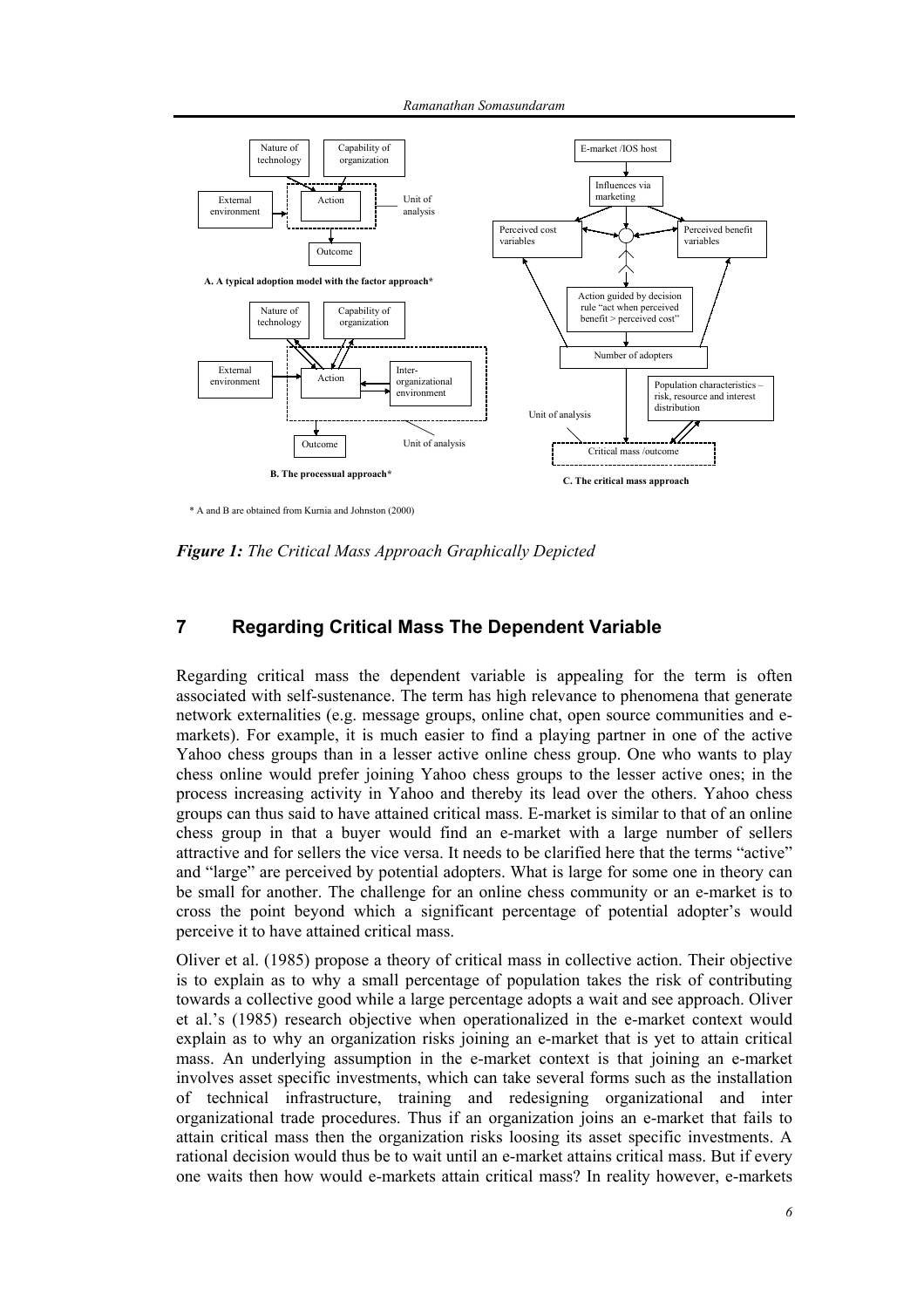**A. A typical adoption model with the factor approach***

**B. The processual approach***

**C. The critical mass approach**

\* A and B are obtained from Kurnia and Johnston (2000)

***Figure 1:*** *The Critical Mass Approach Graphically Depicted*

## 7 Regarding Critical Mass The Dependent Variable

Regarding critical mass the dependent variable is appealing for the term is often associated with self-sustenance. The term has high relevance to phenomena that generate network externalities (e.g. message groups, online chat, open source communities and e-markets). For example, it is much easier to find a playing partner in one of the active Yahoo chess groups than in a lesser active online chess group. One who wants to play chess online would prefer joining Yahoo chess groups to the lesser active ones; in the process increasing activity in Yahoo and thereby its lead over the others. Yahoo chess groups can thus said to have attained critical mass. E-market is similar to that of an online chess group in that a buyer would find an e-market with a large number of sellers attractive and for sellers the vice versa. It needs to be clarified here that the terms "active" and "large" are perceived by potential adopters. What is large for some one in theory can be small for another. The challenge for an online chess community or an e-market is to cross the point beyond which a significant percentage of potential adopter's would perceive it to have attained critical mass.

Oliver et al. (1985) propose a theory of critical mass in collective action. Their objective is to explain as to why a small percentage of population takes the risk of contributing towards a collective good while a large percentage adopts a wait and see approach. Oliver et al.'s (1985) research objective when operationalized in the e-market context would explain as to why an organization risks joining an e-market that is yet to attain critical mass. An underlying assumption in the e-market context is that joining an e-market involves asset specific investments, which can take several forms such as the installation of technical infrastructure, training and redesigning organizational and inter organizational trade procedures. Thus if an organization joins an e-market that fails to attain critical mass then the organization risks loosing its asset specific investments. A rational decision would thus be to wait until an e-market attains critical mass. But if every one waits then how would e-markets attain critical mass? In reality however, e-markets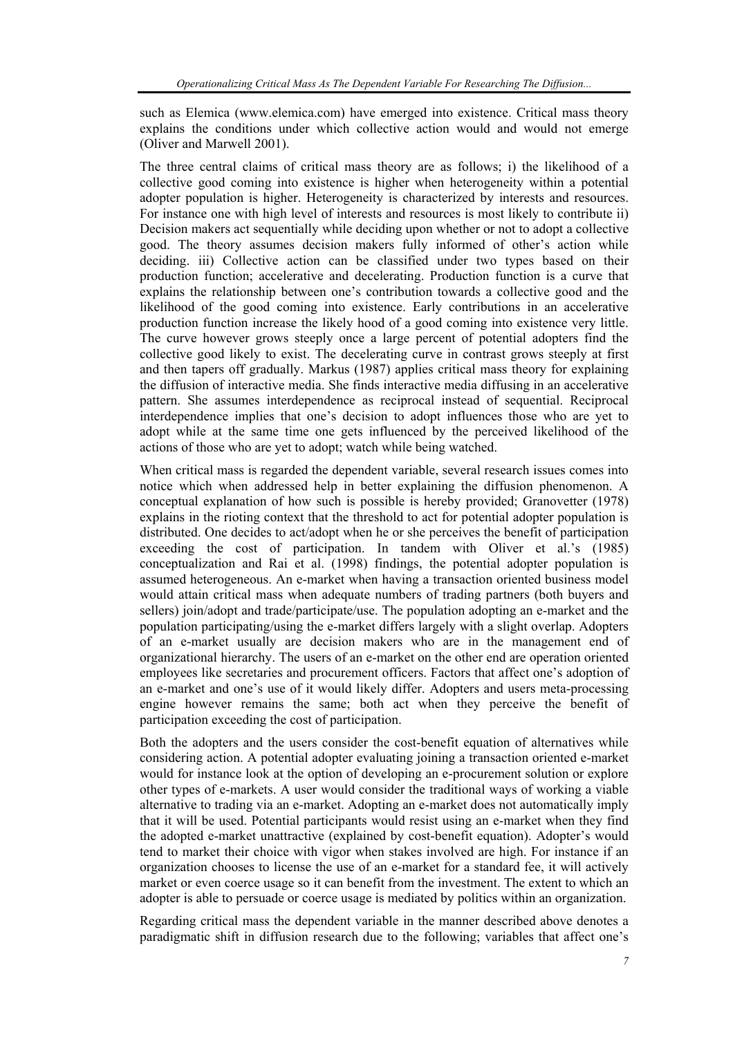such as Elemica (www.elemica.com) have emerged into existence. Critical mass theory explains the conditions under which collective action would and would not emerge (Oliver and Marwell 2001).

The three central claims of critical mass theory are as follows; i) the likelihood of a collective good coming into existence is higher when heterogeneity within a potential adopter population is higher. Heterogeneity is characterized by interests and resources. For instance one with high level of interests and resources is most likely to contribute ii) Decision makers act sequentially while deciding upon whether or not to adopt a collective good. The theory assumes decision makers fully informed of other's action while deciding. iii) Collective action can be classified under two types based on their production function; accelerative and decelerating. Production function is a curve that explains the relationship between one's contribution towards a collective good and the likelihood of the good coming into existence. Early contributions in an accelerative production function increase the likely hood of a good coming into existence very little. The curve however grows steeply once a large percent of potential adopters find the collective good likely to exist. The decelerating curve in contrast grows steeply at first and then tapers off gradually. Markus (1987) applies critical mass theory for explaining the diffusion of interactive media. She finds interactive media diffusing in an accelerative pattern. She assumes interdependence as reciprocal instead of sequential. Reciprocal interdependence implies that one's decision to adopt influences those who are yet to adopt while at the same time one gets influenced by the perceived likelihood of the actions of those who are yet to adopt; watch while being watched.

When critical mass is regarded the dependent variable, several research issues comes into notice which when addressed help in better explaining the diffusion phenomenon. A conceptual explanation of how such is possible is hereby provided; Granovetter (1978) explains in the rioting context that the threshold to act for potential adopter population is distributed. One decides to act/adopt when he or she perceives the benefit of participation exceeding the cost of participation. In tandem with Oliver et al.'s (1985) conceptualization and Rai et al. (1998) findings, the potential adopter population is assumed heterogeneous. An e-market when having a transaction oriented business model would attain critical mass when adequate numbers of trading partners (both buyers and sellers) join/adopt and trade/participate/use. The population adopting an e-market and the population participating/using the e-market differs largely with a slight overlap. Adopters of an e-market usually are decision makers who are in the management end of organizational hierarchy. The users of an e-market on the other end are operation oriented employees like secretaries and procurement officers. Factors that affect one's adoption of an e-market and one's use of it would likely differ. Adopters and users meta-processing engine however remains the same; both act when they perceive the benefit of participation exceeding the cost of participation.

Both the adopters and the users consider the cost-benefit equation of alternatives while considering action. A potential adopter evaluating joining a transaction oriented e-market would for instance look at the option of developing an e-procurement solution or explore other types of e-markets. A user would consider the traditional ways of working a viable alternative to trading via an e-market. Adopting an e-market does not automatically imply that it will be used. Potential participants would resist using an e-market when they find the adopted e-market unattractive (explained by cost-benefit equation). Adopter's would tend to market their choice with vigor when stakes involved are high. For instance if an organization chooses to license the use of an e-market for a standard fee, it will actively market or even coerce usage so it can benefit from the investment. The extent to which an adopter is able to persuade or coerce usage is mediated by politics within an organization.

Regarding critical mass the dependent variable in the manner described above denotes a paradigmatic shift in diffusion research due to the following; variables that affect one's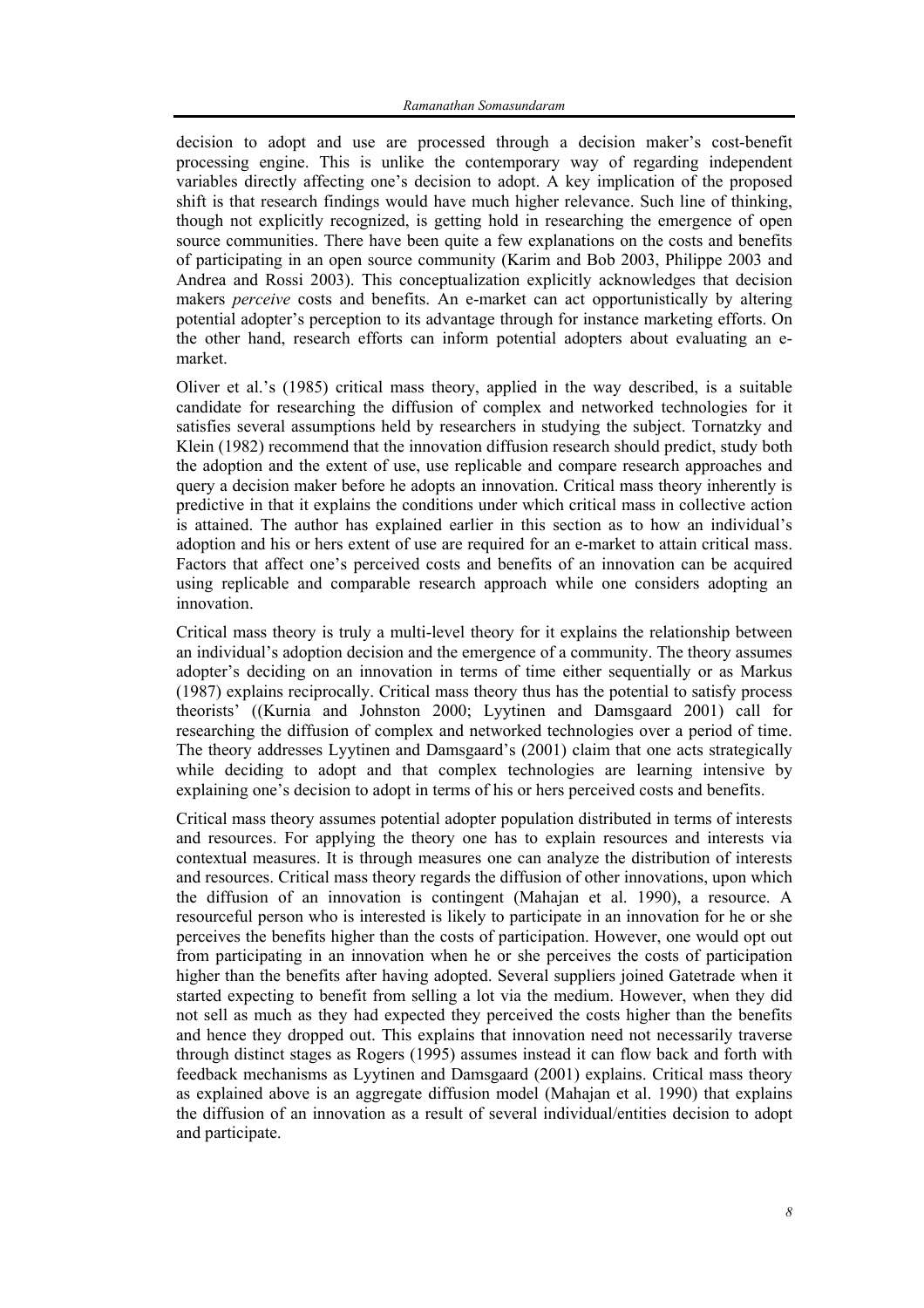decision to adopt and use are processed through a decision maker's cost-benefit processing engine. This is unlike the contemporary way of regarding independent variables directly affecting one's decision to adopt. A key implication of the proposed shift is that research findings would have much higher relevance. Such line of thinking, though not explicitly recognized, is getting hold in researching the emergence of open source communities. There have been quite a few explanations on the costs and benefits of participating in an open source community (Karim and Bob 2003, Philippe 2003 and Andrea and Rossi 2003). This conceptualization explicitly acknowledges that decision makers *perceive* costs and benefits. An e-market can act opportunistically by altering potential adopter's perception to its advantage through for instance marketing efforts. On the other hand, research efforts can inform potential adopters about evaluating an e-market.

Oliver et al.'s (1985) critical mass theory, applied in the way described, is a suitable candidate for researching the diffusion of complex and networked technologies for it satisfies several assumptions held by researchers in studying the subject. Tornatzky and Klein (1982) recommend that the innovation diffusion research should predict, study both the adoption and the extent of use, use replicable and compare research approaches and query a decision maker before he adopts an innovation. Critical mass theory inherently is predictive in that it explains the conditions under which critical mass in collective action is attained. The author has explained earlier in this section as to how an individual's adoption and his or hers extent of use are required for an e-market to attain critical mass. Factors that affect one's perceived costs and benefits of an innovation can be acquired using replicable and comparable research approach while one considers adopting an innovation.

Critical mass theory is truly a multi-level theory for it explains the relationship between an individual's adoption decision and the emergence of a community. The theory assumes adopter's deciding on an innovation in terms of time either sequentially or as Markus (1987) explains reciprocally. Critical mass theory thus has the potential to satisfy process theorists' ((Kurnia and Johnston 2000; Lyytinen and Damsgaard 2001) call for researching the diffusion of complex and networked technologies over a period of time. The theory addresses Lyytinen and Damsgaard's (2001) claim that one acts strategically while deciding to adopt and that complex technologies are learning intensive by explaining one's decision to adopt in terms of his or hers perceived costs and benefits.

Critical mass theory assumes potential adopter population distributed in terms of interests and resources. For applying the theory one has to explain resources and interests via contextual measures. It is through measures one can analyze the distribution of interests and resources. Critical mass theory regards the diffusion of other innovations, upon which the diffusion of an innovation is contingent (Mahajan et al. 1990), a resource. A resourceful person who is interested is likely to participate in an innovation for he or she perceives the benefits higher than the costs of participation. However, one would opt out from participating in an innovation when he or she perceives the costs of participation higher than the benefits after having adopted. Several suppliers joined Gatetrade when it started expecting to benefit from selling a lot via the medium. However, when they did not sell as much as they had expected they perceived the costs higher than the benefits and hence they dropped out. This explains that innovation need not necessarily traverse through distinct stages as Rogers (1995) assumes instead it can flow back and forth with feedback mechanisms as Lyytinen and Damsgaard (2001) explains. Critical mass theory as explained above is an aggregate diffusion model (Mahajan et al. 1990) that explains the diffusion of an innovation as a result of several individual/entities decision to adopt and participate.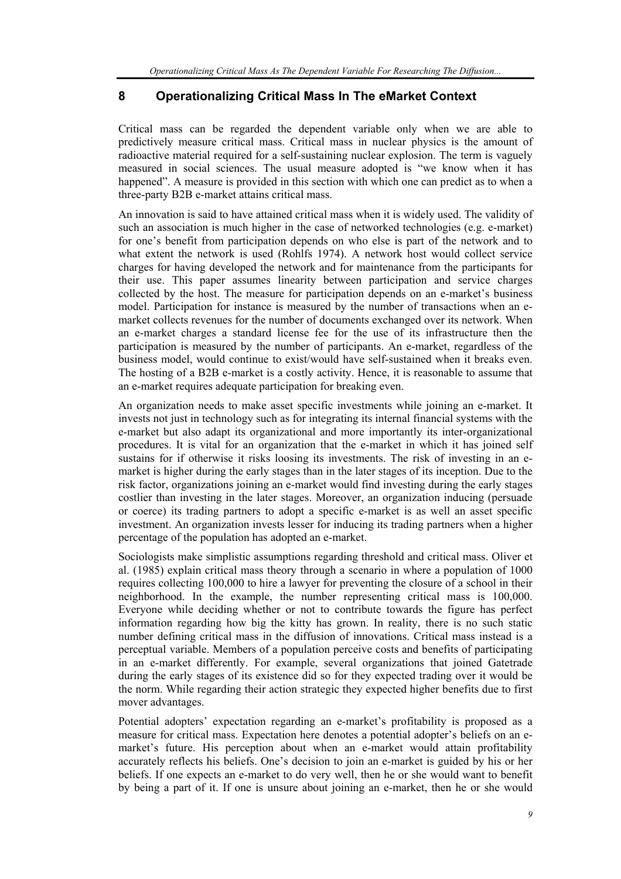## 8 Operationalizing Critical Mass In The eMarket Context

Critical mass can be regarded the dependent variable only when we are able to predictively measure critical mass. Critical mass in nuclear physics is the amount of radioactive material required for a self-sustaining nuclear explosion. The term is vaguely measured in social sciences. The usual measure adopted is "we know when it has happened". A measure is provided in this section with which one can predict as to when a three-party B2B e-market attains critical mass.

An innovation is said to have attained critical mass when it is widely used. The validity of such an association is much higher in the case of networked technologies (e.g. e-market) for one's benefit from participation depends on who else is part of the network and to what extent the network is used (Rohlfs 1974). A network host would collect service charges for having developed the network and for maintenance from the participants for their use. This paper assumes linearity between participation and service charges collected by the host. The measure for participation depends on an e-market's business model. Participation for instance is measured by the number of transactions when an e-market collects revenues for the number of documents exchanged over its network. When an e-market charges a standard license fee for the use of its infrastructure then the participation is measured by the number of participants. An e-market, regardless of the business model, would continue to exist/would have self-sustained when it breaks even. The hosting of a B2B e-market is a costly activity. Hence, it is reasonable to assume that an e-market requires adequate participation for breaking even.

An organization needs to make asset specific investments while joining an e-market. It invests not just in technology such as for integrating its internal financial systems with the e-market but also adapt its organizational and more importantly its inter-organizational procedures. It is vital for an organization that the e-market in which it has joined self sustains for if otherwise it risks loosing its investments. The risk of investing in an e-market is higher during the early stages than in the later stages of its inception. Due to the risk factor, organizations joining an e-market would find investing during the early stages costlier than investing in the later stages. Moreover, an organization inducing (persuade or coerce) its trading partners to adopt a specific e-market is as well an asset specific investment. An organization invests lesser for inducing its trading partners when a higher percentage of the population has adopted an e-market.

Sociologists make simplistic assumptions regarding threshold and critical mass. Oliver et al. (1985) explain critical mass theory through a scenario in where a population of 1000 requires collecting 100,000 to hire a lawyer for preventing the closure of a school in their neighborhood. In the example, the number representing critical mass is 100,000. Everyone while deciding whether or not to contribute towards the figure has perfect information regarding how big the kitty has grown. In reality, there is no such static number defining critical mass in the diffusion of innovations. Critical mass instead is a perceptual variable. Members of a population perceive costs and benefits of participating in an e-market differently. For example, several organizations that joined Gatetrade during the early stages of its existence did so for they expected trading over it would be the norm. While regarding their action strategic they expected higher benefits due to first mover advantages.

Potential adopters' expectation regarding an e-market's profitability is proposed as a measure for critical mass. Expectation here denotes a potential adopter's beliefs on an e-market's future. His perception about when an e-market would attain profitability accurately reflects his beliefs. One's decision to join an e-market is guided by his or her beliefs. If one expects an e-market to do very well, then he or she would want to benefit by being a part of it. If one is unsure about joining an e-market, then he or she would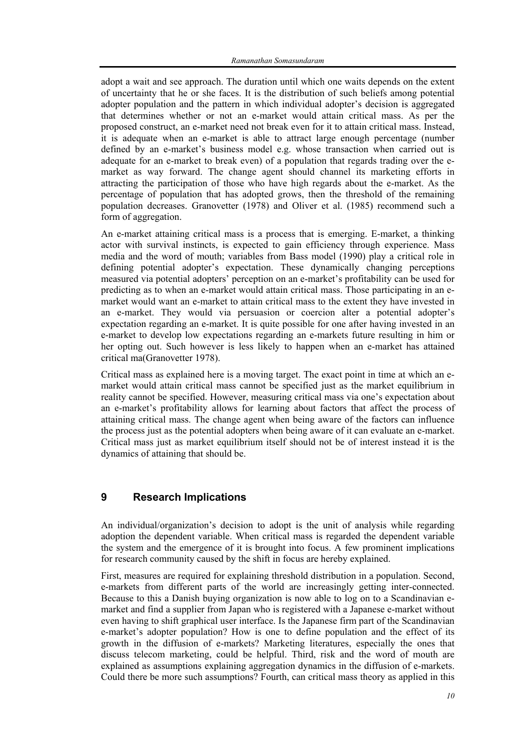adopt a wait and see approach. The duration until which one waits depends on the extent of uncertainty that he or she faces. It is the distribution of such beliefs among potential adopter population and the pattern in which individual adopter's decision is aggregated that determines whether or not an e-market would attain critical mass. As per the proposed construct, an e-market need not break even for it to attain critical mass. Instead, it is adequate when an e-market is able to attract large enough percentage (number defined by an e-market's business model e.g. whose transaction when carried out is adequate for an e-market to break even) of a population that regards trading over the e-market as way forward. The change agent should channel its marketing efforts in attracting the participation of those who have high regards about the e-market. As the percentage of population that has adopted grows, then the threshold of the remaining population decreases. Granovetter (1978) and Oliver et al. (1985) recommend such a form of aggregation.

An e-market attaining critical mass is a process that is emerging. E-market, a thinking actor with survival instincts, is expected to gain efficiency through experience. Mass media and the word of mouth; variables from Bass model (1990) play a critical role in defining potential adopter's expectation. These dynamically changing perceptions measured via potential adopters' perception on an e-market's profitability can be used for predicting as to when an e-market would attain critical mass. Those participating in an e-market would want an e-market to attain critical mass to the extent they have invested in an e-market. They would via persuasion or coercion alter a potential adopter's expectation regarding an e-market. It is quite possible for one after having invested in an e-market to develop low expectations regarding an e-markets future resulting in him or her opting out. Such however is less likely to happen when an e-market has attained critical ma(Granovetter 1978).

Critical mass as explained here is a moving target. The exact point in time at which an e-market would attain critical mass cannot be specified just as the market equilibrium in reality cannot be specified. However, measuring critical mass via one's expectation about an e-market's profitability allows for learning about factors that affect the process of attaining critical mass. The change agent when being aware of the factors can influence the process just as the potential adopters when being aware of it can evaluate an e-market. Critical mass just as market equilibrium itself should not be of interest instead it is the dynamics of attaining that should be.

## 9 Research Implications

An individual/organization's decision to adopt is the unit of analysis while regarding adoption the dependent variable. When critical mass is regarded the dependent variable the system and the emergence of it is brought into focus. A few prominent implications for research community caused by the shift in focus are hereby explained.

First, measures are required for explaining threshold distribution in a population. Second, e-markets from different parts of the world are increasingly getting inter-connected. Because to this a Danish buying organization is now able to log on to a Scandinavian e-market and find a supplier from Japan who is registered with a Japanese e-market without even having to shift graphical user interface. Is the Japanese firm part of the Scandinavian e-market's adopter population? How is one to define population and the effect of its growth in the diffusion of e-markets? Marketing literatures, especially the ones that discuss telecom marketing, could be helpful. Third, risk and the word of mouth are explained as assumptions explaining aggregation dynamics in the diffusion of e-markets. Could there be more such assumptions? Fourth, can critical mass theory as applied in this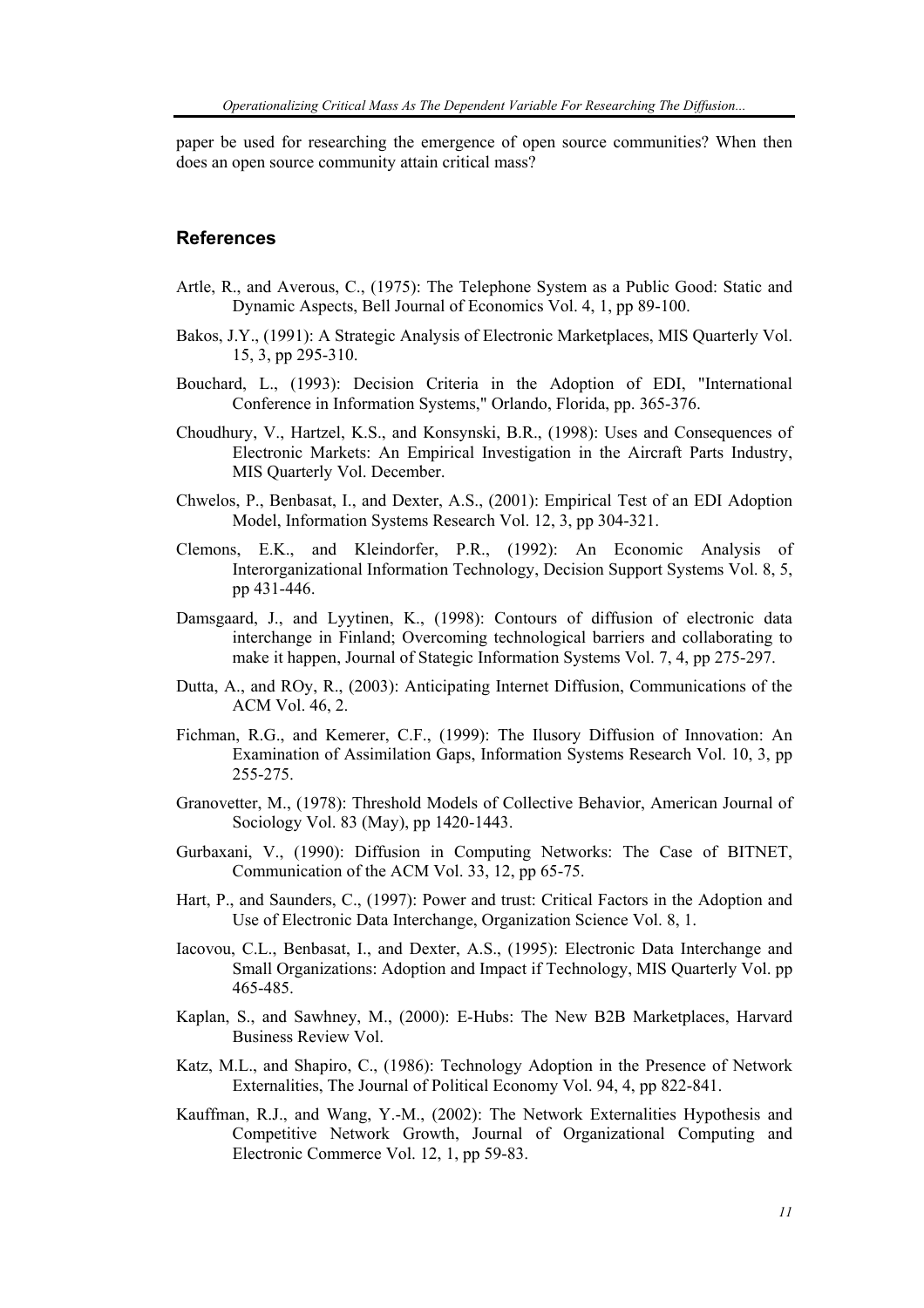paper be used for researching the emergence of open source communities? When then does an open source community attain critical mass?

## References

Artle, R., and Averous, C., (1975): The Telephone System as a Public Good: Static and Dynamic Aspects, Bell Journal of Economics Vol. 4, 1, pp 89-100.

Bakos, J.Y., (1991): A Strategic Analysis of Electronic Marketplaces, MIS Quarterly Vol. 15, 3, pp 295-310.

Bouchard, L., (1993): Decision Criteria in the Adoption of EDI, "International Conference in Information Systems," Orlando, Florida, pp. 365-376.

Choudhury, V., Hartzel, K.S., and Konsynski, B.R., (1998): Uses and Consequences of Electronic Markets: An Empirical Investigation in the Aircraft Parts Industry, MIS Quarterly Vol. December.

Chwelos, P., Benbasat, I., and Dexter, A.S., (2001): Empirical Test of an EDI Adoption Model, Information Systems Research Vol. 12, 3, pp 304-321.

Clemons, E.K., and Kleindorfer, P.R., (1992): An Economic Analysis of Interorganizational Information Technology, Decision Support Systems Vol. 8, 5, pp 431-446.

Damsgaard, J., and Lyytinen, K., (1998): Contours of diffusion of electronic data interchange in Finland; Overcoming technological barriers and collaborating to make it happen, Journal of Stategic Information Systems Vol. 7, 4, pp 275-297.

Dutta, A., and ROy, R., (2003): Anticipating Internet Diffusion, Communications of the ACM Vol. 46, 2.

Fichman, R.G., and Kemerer, C.F., (1999): The Ilusory Diffusion of Innovation: An Examination of Assimilation Gaps, Information Systems Research Vol. 10, 3, pp 255-275.

Granovetter, M., (1978): Threshold Models of Collective Behavior, American Journal of Sociology Vol. 83 (May), pp 1420-1443.

Gurbaxani, V., (1990): Diffusion in Computing Networks: The Case of BITNET, Communication of the ACM Vol. 33, 12, pp 65-75.

Hart, P., and Saunders, C., (1997): Power and trust: Critical Factors in the Adoption and Use of Electronic Data Interchange, Organization Science Vol. 8, 1.

Iacovou, C.L., Benbasat, I., and Dexter, A.S., (1995): Electronic Data Interchange and Small Organizations: Adoption and Impact if Technology, MIS Quarterly Vol. pp 465-485.

Kaplan, S., and Sawhney, M., (2000): E-Hubs: The New B2B Marketplaces, Harvard Business Review Vol.

Katz, M.L., and Shapiro, C., (1986): Technology Adoption in the Presence of Network Externalities, The Journal of Political Economy Vol. 94, 4, pp 822-841.

Kauffman, R.J., and Wang, Y.-M., (2002): The Network Externalities Hypothesis and Competitive Network Growth, Journal of Organizational Computing and Electronic Commerce Vol. 12, 1, pp 59-83.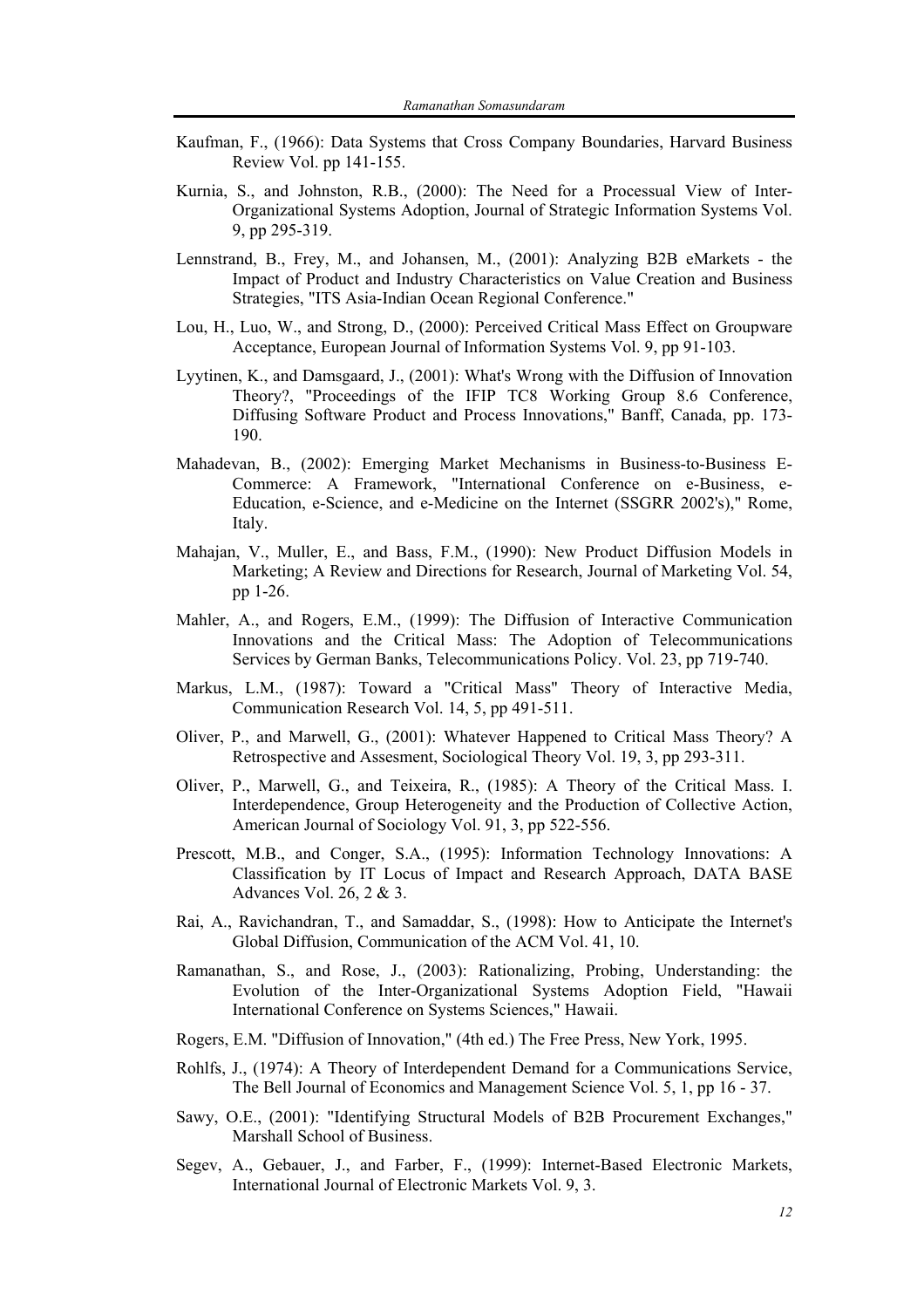Kaufman, F., (1966): Data Systems that Cross Company Boundaries, Harvard Business Review Vol. pp 141-155.

Kurnia, S., and Johnston, R.B., (2000): The Need for a Processual View of Inter-Organizational Systems Adoption, Journal of Strategic Information Systems Vol. 9, pp 295-319.

Lennstrand, B., Frey, M., and Johansen, M., (2001): Analyzing B2B eMarkets - the Impact of Product and Industry Characteristics on Value Creation and Business Strategies, "ITS Asia-Indian Ocean Regional Conference."

Lou, H., Luo, W., and Strong, D., (2000): Perceived Critical Mass Effect on Groupware Acceptance, European Journal of Information Systems Vol. 9, pp 91-103.

Lyytinen, K., and Damsgaard, J., (2001): What's Wrong with the Diffusion of Innovation Theory?, "Proceedings of the IFIP TC8 Working Group 8.6 Conference, Diffusing Software Product and Process Innovations," Banff, Canada, pp. 173-190.

Mahadevan, B., (2002): Emerging Market Mechanisms in Business-to-Business E-Commerce: A Framework, "International Conference on e-Business, e-Education, e-Science, and e-Medicine on the Internet (SSGRR 2002's)," Rome, Italy.

Mahajan, V., Muller, E., and Bass, F.M., (1990): New Product Diffusion Models in Marketing; A Review and Directions for Research, Journal of Marketing Vol. 54, pp 1-26.

Mahler, A., and Rogers, E.M., (1999): The Diffusion of Interactive Communication Innovations and the Critical Mass: The Adoption of Telecommunications Services by German Banks, Telecommunications Policy. Vol. 23, pp 719-740.

Markus, L.M., (1987): Toward a "Critical Mass" Theory of Interactive Media, Communication Research Vol. 14, 5, pp 491-511.

Oliver, P., and Marwell, G., (2001): Whatever Happened to Critical Mass Theory? A Retrospective and Assesment, Sociological Theory Vol. 19, 3, pp 293-311.

Oliver, P., Marwell, G., and Teixeira, R., (1985): A Theory of the Critical Mass. I. Interdependence, Group Heterogeneity and the Production of Collective Action, American Journal of Sociology Vol. 91, 3, pp 522-556.

Prescott, M.B., and Conger, S.A., (1995): Information Technology Innovations: A Classification by IT Locus of Impact and Research Approach, DATA BASE Advances Vol. 26, 2 & 3.

Rai, A., Ravichandran, T., and Samaddar, S., (1998): How to Anticipate the Internet's Global Diffusion, Communication of the ACM Vol. 41, 10.

Ramanathan, S., and Rose, J., (2003): Rationalizing, Probing, Understanding: the Evolution of the Inter-Organizational Systems Adoption Field, "Hawaii International Conference on Systems Sciences," Hawaii.

Rogers, E.M. "Diffusion of Innovation," (4th ed.) The Free Press, New York, 1995.

Rohlfs, J., (1974): A Theory of Interdependent Demand for a Communications Service, The Bell Journal of Economics and Management Science Vol. 5, 1, pp 16 - 37.

Sawy, O.E., (2001): "Identifying Structural Models of B2B Procurement Exchanges," Marshall School of Business.

Segev, A., Gebauer, J., and Farber, F., (1999): Internet-Based Electronic Markets, International Journal of Electronic Markets Vol. 9, 3.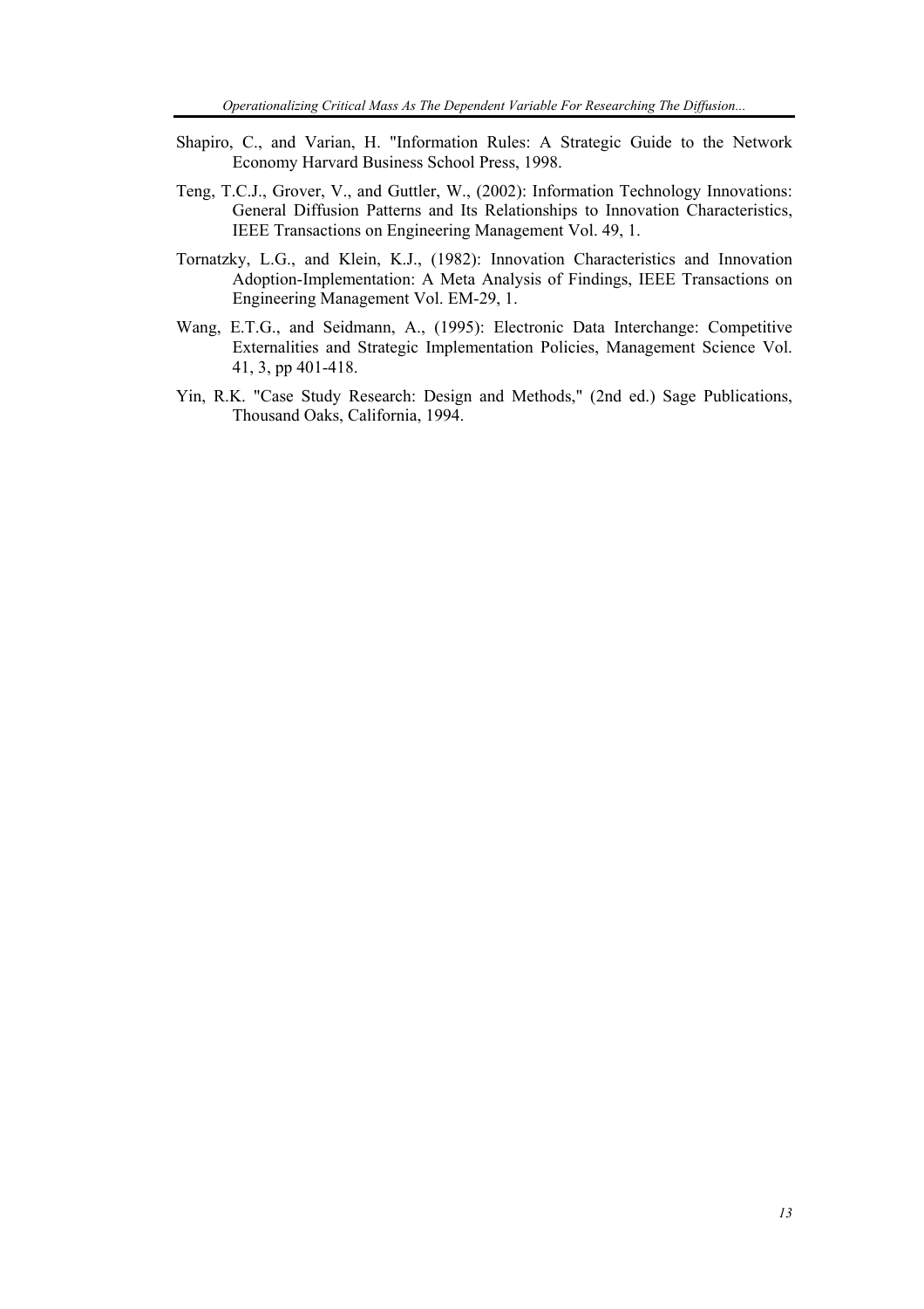Shapiro, C., and Varian, H. "Information Rules: A Strategic Guide to the Network Economy Harvard Business School Press, 1998.

Teng, T.C.J., Grover, V., and Guttler, W., (2002): Information Technology Innovations: General Diffusion Patterns and Its Relationships to Innovation Characteristics, IEEE Transactions on Engineering Management Vol. 49, 1.

Tornatzky, L.G., and Klein, K.J., (1982): Innovation Characteristics and Innovation Adoption-Implementation: A Meta Analysis of Findings, IEEE Transactions on Engineering Management Vol. EM-29, 1.

Wang, E.T.G., and Seidmann, A., (1995): Electronic Data Interchange: Competitive Externalities and Strategic Implementation Policies, Management Science Vol. 41, 3, pp 401-418.

Yin, R.K. "Case Study Research: Design and Methods," (2nd ed.) Sage Publications, Thousand Oaks, California, 1994.